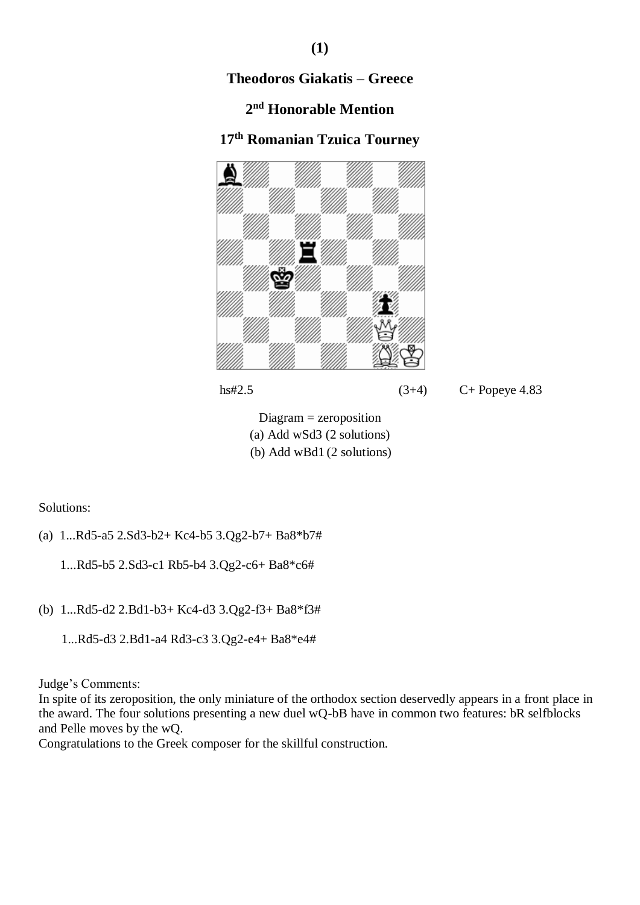**(1)**

**Theodoros Giakatis – Greece**

**2nd Honorable Mention**

**17th Romanian Tzuica Tourney**

hs#2.5 (3+4) C+ Popeye 4.83

Diagram = zeroposition

(a) Add wSd3 (2 solutions)

(b) Add wBd1 (2 solutions)

Solutions:

(a) 1...Rd5-a5 2.Sd3-b2+ Kc4-b5 3.Qg2-b7+ Ba8*b7#

1...Rd5-b5 2.Sd3-c1 Rb5-b4 3.Qg2-c6+ Ba8*c6#

(b) 1...Rd5-d2 2.Bd1-b3+ Kc4-d3 3.Qg2-f3+ Ba8*f3#

1...Rd5-d3 2.Bd1-a4 Rd3-c3 3.Qg2-e4+ Ba8*e4#

Judge's Comments:

In spite of its zeroposition, the only miniature of the orthodox section deservedly appears in a front place in the award. The four solutions presenting a new duel wQ-bB have in common two features: bR selfblocks and Pelle moves by the wQ.

Congratulations to the Greek composer for the skillful construction.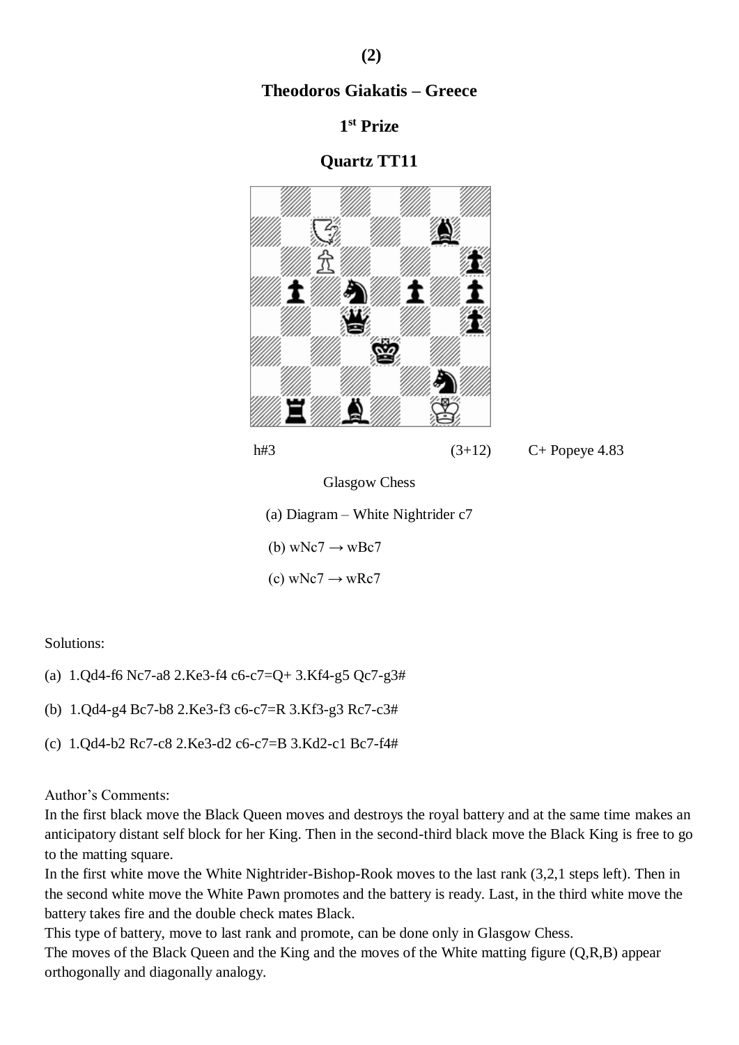**(2)**

**Theodoros Giakatis – Greece**

**1st Prize**

**Quartz TT11**

h#3 (3+12) C+ Popeye 4.83

Glasgow Chess

(a) Diagram – White Nightrider c7

(b) wNc7 → wBc7

(c) wNc7 → wRc7

Solutions:

(a) 1.Qd4-f6 Nc7-a8 2.Ke3-f4 c6-c7=Q+ 3.Kf4-g5 Qc7-g3#

(b) 1.Qd4-g4 Bc7-b8 2.Ke3-f3 c6-c7=R 3.Kf3-g3 Rc7-c3#

(c) 1.Qd4-b2 Rc7-c8 2.Ke3-d2 c6-c7=B 3.Kd2-c1 Bc7-f4#

Author's Comments:

In the first black move the Black Queen moves and destroys the royal battery and at the same time makes an anticipatory distant self block for her King. Then in the second-third black move the Black King is free to go to the matting square.

In the first white move the White Nightrider-Bishop-Rook moves to the last rank (3,2,1 steps left). Then in the second white move the White Pawn promotes and the battery is ready. Last, in the third white move the battery takes fire and the double check mates Black.

This type of battery, move to last rank and promote, can be done only in Glasgow Chess.

The moves of the Black Queen and the King and the moves of the White matting figure (Q,R,B) appear orthogonally and diagonally analogy.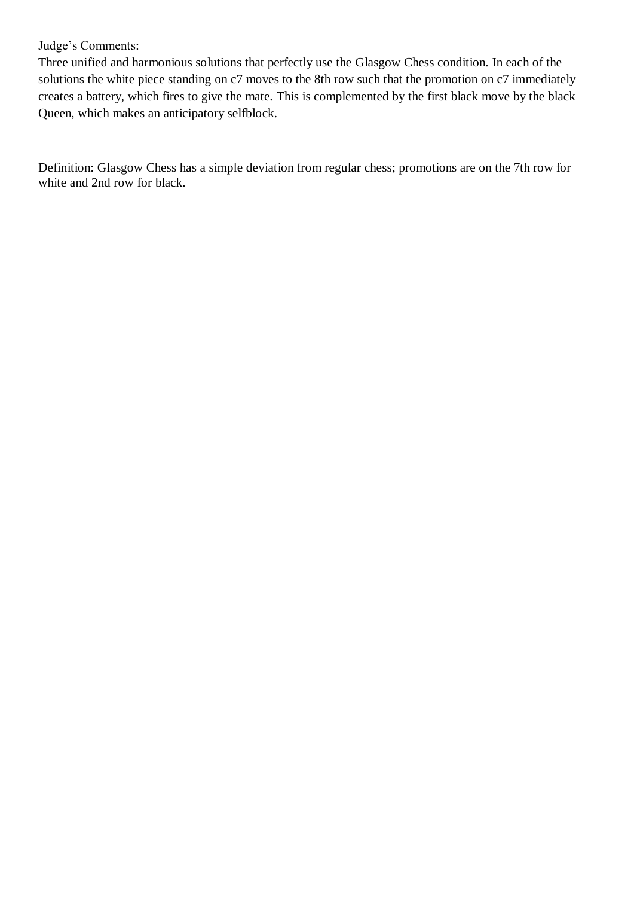Judge’s Comments:

Three unified and harmonious solutions that perfectly use the Glasgow Chess condition. In each of the solutions the white piece standing on c7 moves to the 8th row such that the promotion on c7 immediately creates a battery, which fires to give the mate. This is complemented by the first black move by the black Queen, which makes an anticipatory selfblock.

Definition: Glasgow Chess has a simple deviation from regular chess; promotions are on the 7th row for white and 2nd row for black.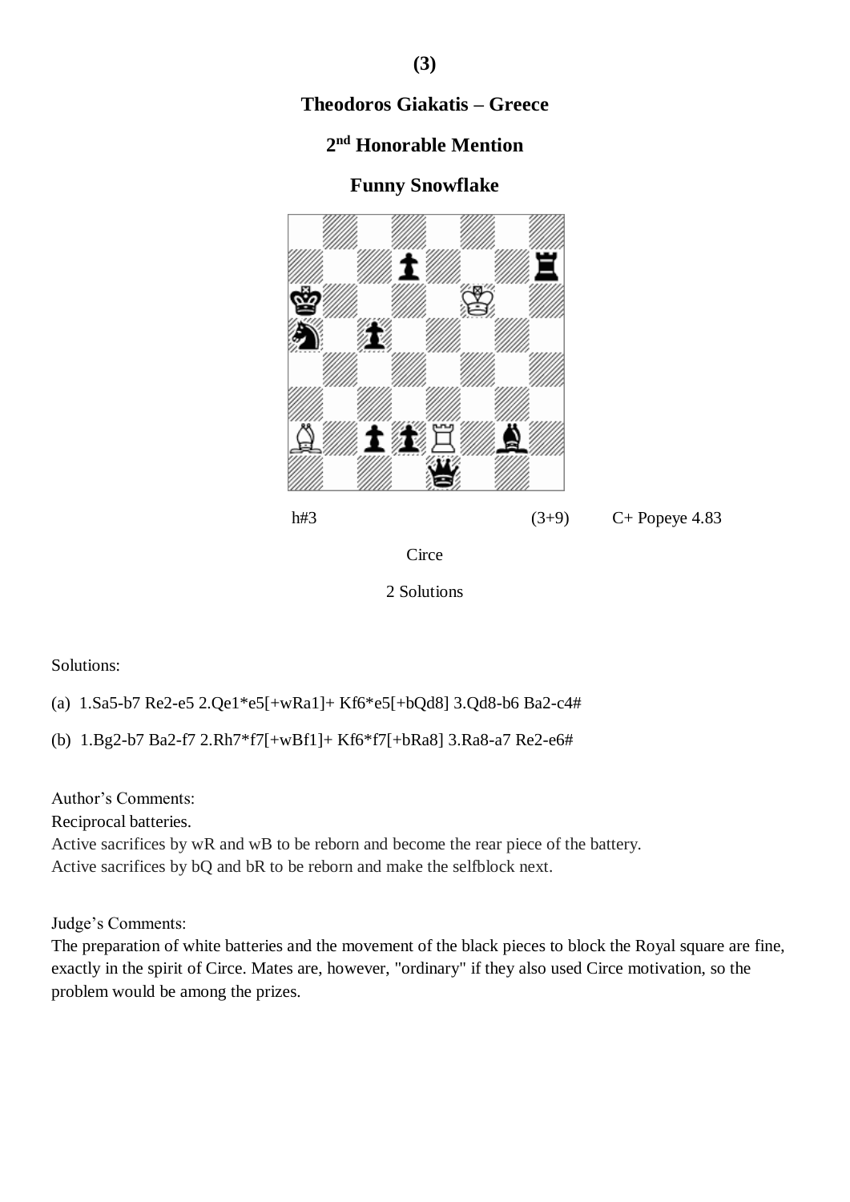**(3)**

**Theodoros Giakatis – Greece**

**2nd Honorable Mention**

**Funny Snowflake**

h#3 (3+9) C+ Popeye 4.83

Circe

2 Solutions

Solutions:

(a) 1.Sa5-b7 Re2-e5 2.Qe1*e5[+wRa1]+ Kf6*e5[+bQd8] 3.Qd8-b6 Ba2-c4#

(b) 1.Bg2-b7 Ba2-f7 2.Rh7*f7[+wBf1]+ Kf6*f7[+bRa8] 3.Ra8-a7 Re2-e6#

Author's Comments:
Reciprocal batteries.
Active sacrifices by wR and wB to be reborn and become the rear piece of the battery.
Active sacrifices by bQ and bR to be reborn and make the selfblock next.

Judge's Comments:
The preparation of white batteries and the movement of the black pieces to block the Royal square are fine, exactly in the spirit of Circe. Mates are, however, "ordinary" if they also used Circe motivation, so the problem would be among the prizes.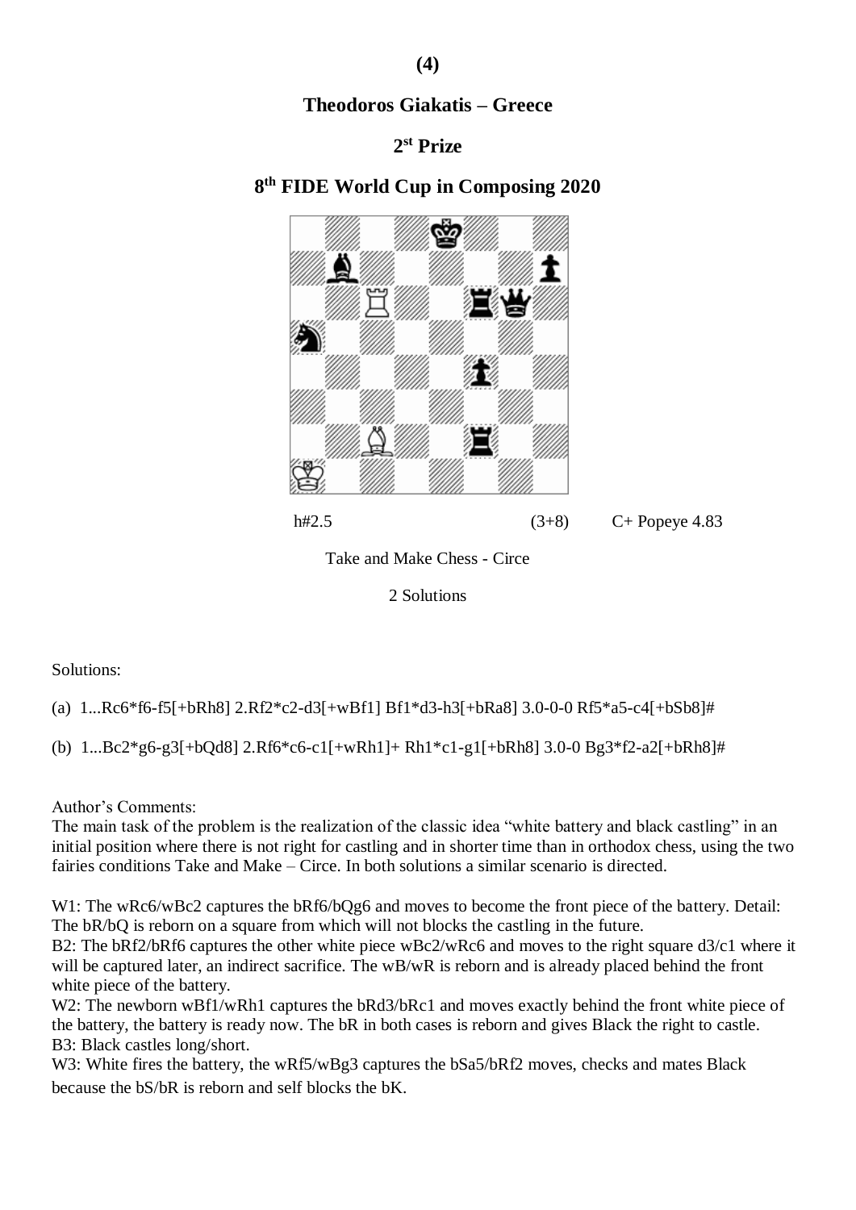**(4)**

**Theodoros Giakatis – Greece**

**2st Prize**

**8th FIDE World Cup in Composing 2020**

h#2.5 (3+8) C+ Popeye 4.83

Take and Make Chess - Circe

2 Solutions

Solutions:

(a) 1...Rc6*f6-f5[+bRh8] 2.Rf2*c2-d3[+wBf1] Bf1*d3-h3[+bRa8] 3.0-0-0 Rf5*a5-c4[+bSb8]#

(b) 1...Bc2*g6-g3[+bQd8] 2.Rf6*c6-c1[+wRh1]+ Rh1*c1-g1[+bRh8] 3.0-0 Bg3*f2-a2[+bRh8]#

Author's Comments:

The main task of the problem is the realization of the classic idea "white battery and black castling" in an initial position where there is not right for castling and in shorter time than in orthodox chess, using the two fairies conditions Take and Make – Circe. In both solutions a similar scenario is directed.

W1: The wRc6/wBc2 captures the bRf6/bQg6 and moves to become the front piece of the battery. Detail: The bR/bQ is reborn on a square from which will not blocks the castling in the future.

B2: The bRf2/bRf6 captures the other white piece wBc2/wRc6 and moves to the right square d3/c1 where it will be captured later, an indirect sacrifice. The wB/wR is reborn and is already placed behind the front white piece of the battery.

W2: The newborn wBf1/wRh1 captures the bRd3/bRc1 and moves exactly behind the front white piece of the battery, the battery is ready now. The bR in both cases is reborn and gives Black the right to castle.

B3: Black castles long/short.

W3: White fires the battery, the wRf5/wBg3 captures the bSa5/bRf2 moves, checks and mates Black because the bS/bR is reborn and self blocks the bK.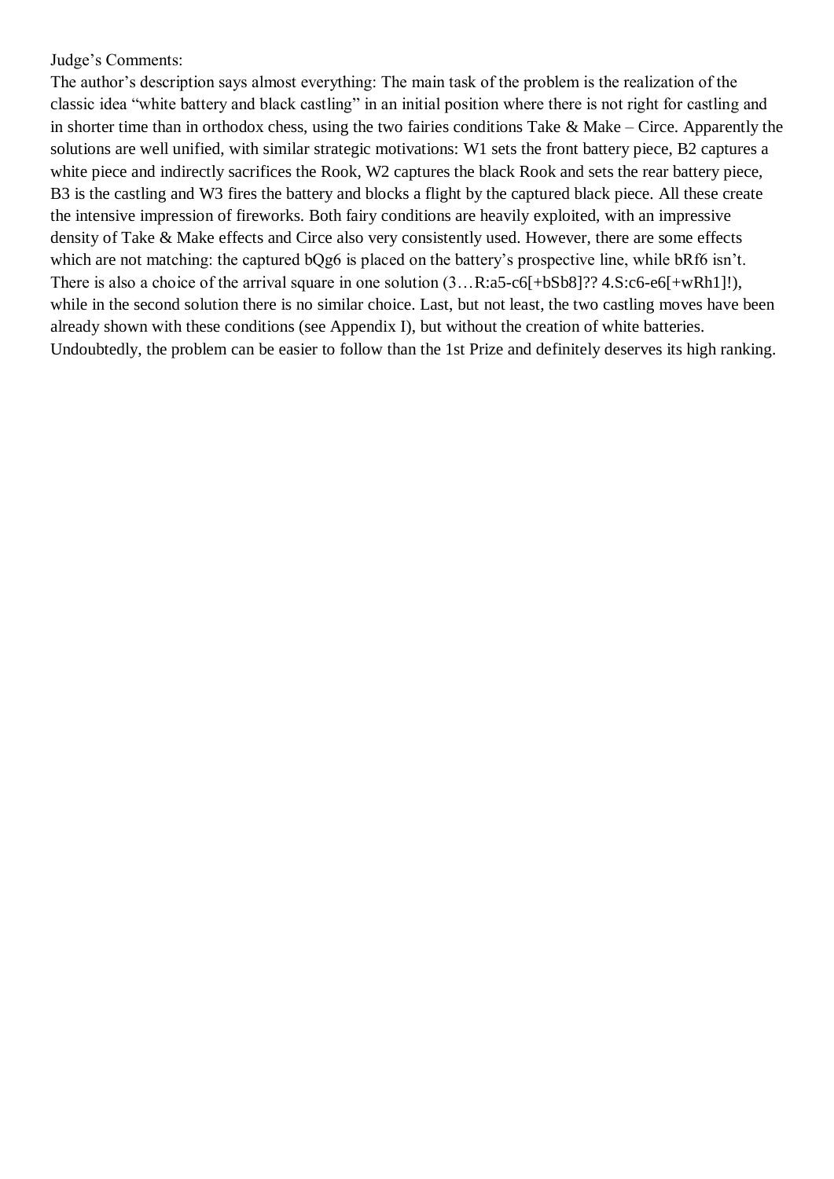Judge’s Comments:

The author’s description says almost everything: The main task of the problem is the realization of the classic idea “white battery and black castling” in an initial position where there is not right for castling and in shorter time than in orthodox chess, using the two fairies conditions Take & Make – Circe. Apparently the solutions are well unified, with similar strategic motivations: W1 sets the front battery piece, B2 captures a white piece and indirectly sacrifices the Rook, W2 captures the black Rook and sets the rear battery piece, B3 is the castling and W3 fires the battery and blocks a flight by the captured black piece. All these create the intensive impression of fireworks. Both fairy conditions are heavily exploited, with an impressive density of Take & Make effects and Circe also very consistently used. However, there are some effects which are not matching: the captured bQg6 is placed on the battery’s prospective line, while bRf6 isn’t. There is also a choice of the arrival square in one solution (3…R:a5-c6[+bSb8]?? 4.S:c6-e6[+wRh1]!), while in the second solution there is no similar choice. Last, but not least, the two castling moves have been already shown with these conditions (see Appendix I), but without the creation of white batteries. Undoubtedly, the problem can be easier to follow than the 1st Prize and definitely deserves its high ranking.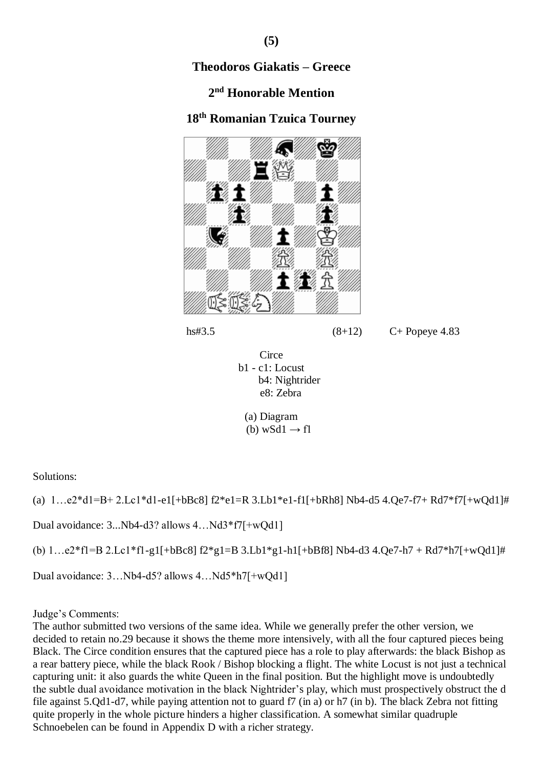**(5)**

**Theodoros Giakatis – Greece**

**2nd Honorable Mention**

**18th Romanian Tzuica Tourney**

hs#3.5 (8+12) C+ Popeye 4.83

Circe
b1 - c1: Locust
b4: Nightrider
e8: Zebra

(a) Diagram
(b) wSd1 → f1

Solutions:

(a) 1…e2\*d1=B+ 2.Lc1\*d1-e1[+bBc8] f2\*e1=R 3.Lb1\*e1-f1[+bRh8] Nb4-d5 4.Qe7-f7+ Rd7\*f7[+wQd1]#

Dual avoidance: 3...Nb4-d3? allows 4…Nd3\*f7[+wQd1]

(b) 1…e2\*f1=B 2.Lc1\*f1-g1[+bBc8] f2\*g1=B 3.Lb1\*g1-h1[+bBf8] Nb4-d3 4.Qe7-h7 + Rd7\*h7[+wQd1]#

Dual avoidance: 3…Nb4-d5? allows 4…Nd5\*h7[+wQd1]

Judge's Comments:
The author submitted two versions of the same idea. While we generally prefer the other version, we decided to retain no.29 because it shows the theme more intensively, with all the four captured pieces being Black. The Circe condition ensures that the captured piece has a role to play afterwards: the black Bishop as a rear battery piece, while the black Rook / Bishop blocking a flight. The white Locust is not just a technical capturing unit: it also guards the white Queen in the final position. But the highlight move is undoubtedly the subtle dual avoidance motivation in the black Nightrider's play, which must prospectively obstruct the d file against 5.Qd1-d7, while paying attention not to guard f7 (in a) or h7 (in b). The black Zebra not fitting quite properly in the whole picture hinders a higher classification. A somewhat similar quadruple Schnoebelen can be found in Appendix D with a richer strategy.